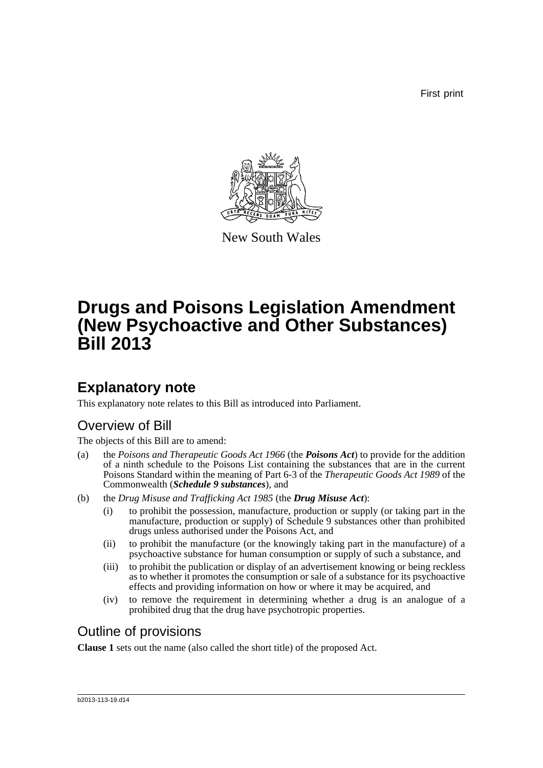First print

New South Wales

# Drugs and Poisons Legislation Amendment (New Psychoactive and Other Substances) Bill 2013

## Explanatory note

This explanatory note relates to this Bill as introduced into Parliament.

### Overview of Bill

The objects of this Bill are to amend:

(a) the *Poisons and Therapeutic Goods Act 1966* (the ***Poisons Act***) to provide for the addition of a ninth schedule to the Poisons List containing the substances that are in the current Poisons Standard within the meaning of Part 6-3 of the *Therapeutic Goods Act 1989* of the Commonwealth (***Schedule 9 substances***), and

(b) the *Drug Misuse and Trafficking Act 1985* (the ***Drug Misuse Act***):

   (i) to prohibit the possession, manufacture, production or supply (or taking part in the manufacture, production or supply) of Schedule 9 substances other than prohibited drugs unless authorised under the Poisons Act, and

   (ii) to prohibit the manufacture (or the knowingly taking part in the manufacture) of a psychoactive substance for human consumption or supply of such a substance, and

   (iii) to prohibit the publication or display of an advertisement knowing or being reckless as to whether it promotes the consumption or sale of a substance for its psychoactive effects and providing information on how or where it may be acquired, and

   (iv) to remove the requirement in determining whether a drug is an analogue of a prohibited drug that the drug have psychotropic properties.

### Outline of provisions

**Clause 1** sets out the name (also called the short title) of the proposed Act.

b2013-113-19.d14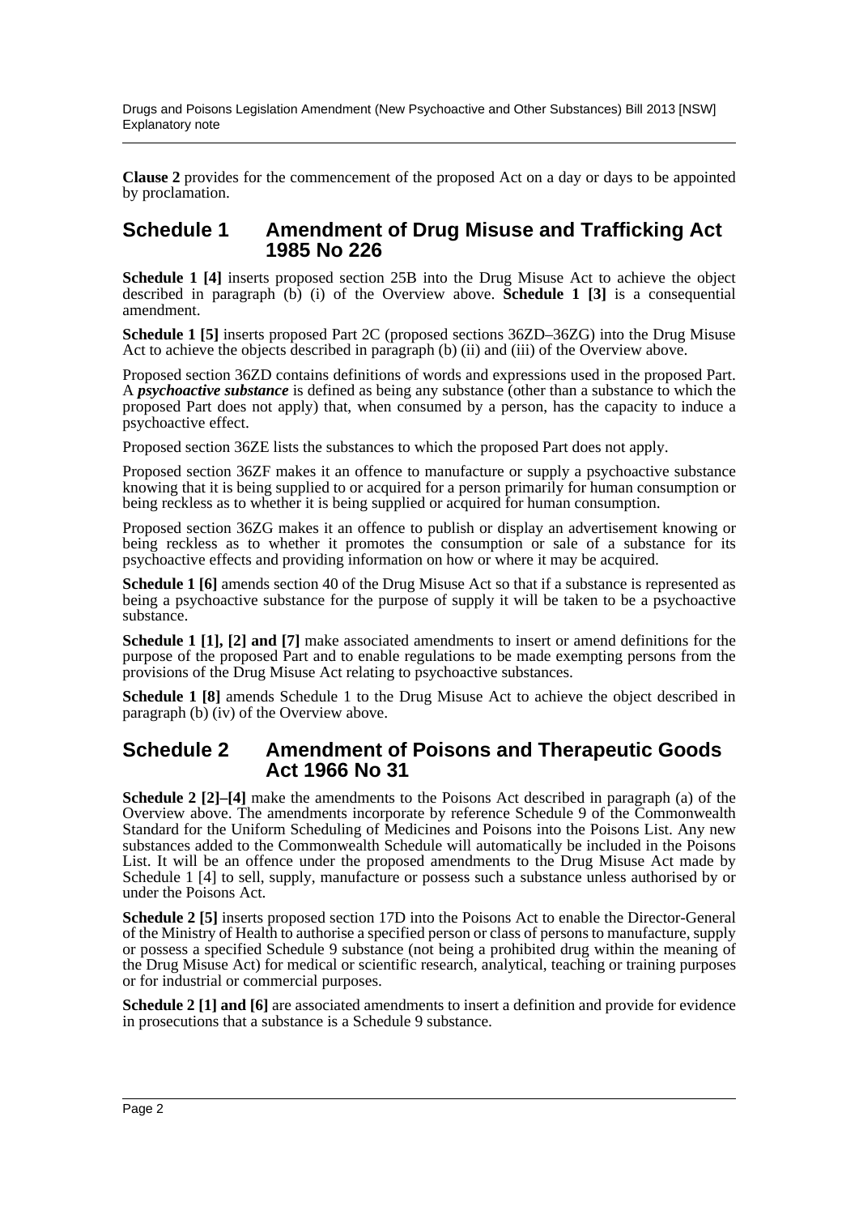**Clause 2** provides for the commencement of the proposed Act on a day or days to be appointed by proclamation.

## Schedule 1 Amendment of Drug Misuse and Trafficking Act 1985 No 226

**Schedule 1 [4]** inserts proposed section 25B into the Drug Misuse Act to achieve the object described in paragraph (b) (i) of the Overview above. **Schedule 1 [3]** is a consequential amendment.

**Schedule 1 [5]** inserts proposed Part 2C (proposed sections 36ZD–36ZG) into the Drug Misuse Act to achieve the objects described in paragraph (b) (ii) and (iii) of the Overview above.

Proposed section 36ZD contains definitions of words and expressions used in the proposed Part. A ***psychoactive substance*** is defined as being any substance (other than a substance to which the proposed Part does not apply) that, when consumed by a person, has the capacity to induce a psychoactive effect.

Proposed section 36ZE lists the substances to which the proposed Part does not apply.

Proposed section 36ZF makes it an offence to manufacture or supply a psychoactive substance knowing that it is being supplied to or acquired for a person primarily for human consumption or being reckless as to whether it is being supplied or acquired for human consumption.

Proposed section 36ZG makes it an offence to publish or display an advertisement knowing or being reckless as to whether it promotes the consumption or sale of a substance for its psychoactive effects and providing information on how or where it may be acquired.

**Schedule 1 [6]** amends section 40 of the Drug Misuse Act so that if a substance is represented as being a psychoactive substance for the purpose of supply it will be taken to be a psychoactive substance.

**Schedule 1 [1], [2] and [7]** make associated amendments to insert or amend definitions for the purpose of the proposed Part and to enable regulations to be made exempting persons from the provisions of the Drug Misuse Act relating to psychoactive substances.

**Schedule 1 [8]** amends Schedule 1 to the Drug Misuse Act to achieve the object described in paragraph (b) (iv) of the Overview above.

## Schedule 2 Amendment of Poisons and Therapeutic Goods Act 1966 No 31

**Schedule 2 [2]–[4]** make the amendments to the Poisons Act described in paragraph (a) of the Overview above. The amendments incorporate by reference Schedule 9 of the Commonwealth Standard for the Uniform Scheduling of Medicines and Poisons into the Poisons List. Any new substances added to the Commonwealth Schedule will automatically be included in the Poisons List. It will be an offence under the proposed amendments to the Drug Misuse Act made by Schedule 1 [4] to sell, supply, manufacture or possess such a substance unless authorised by or under the Poisons Act.

**Schedule 2 [5]** inserts proposed section 17D into the Poisons Act to enable the Director-General of the Ministry of Health to authorise a specified person or class of persons to manufacture, supply or possess a specified Schedule 9 substance (not being a prohibited drug within the meaning of the Drug Misuse Act) for medical or scientific research, analytical, teaching or training purposes or for industrial or commercial purposes.

**Schedule 2 [1] and [6]** are associated amendments to insert a definition and provide for evidence in prosecutions that a substance is a Schedule 9 substance.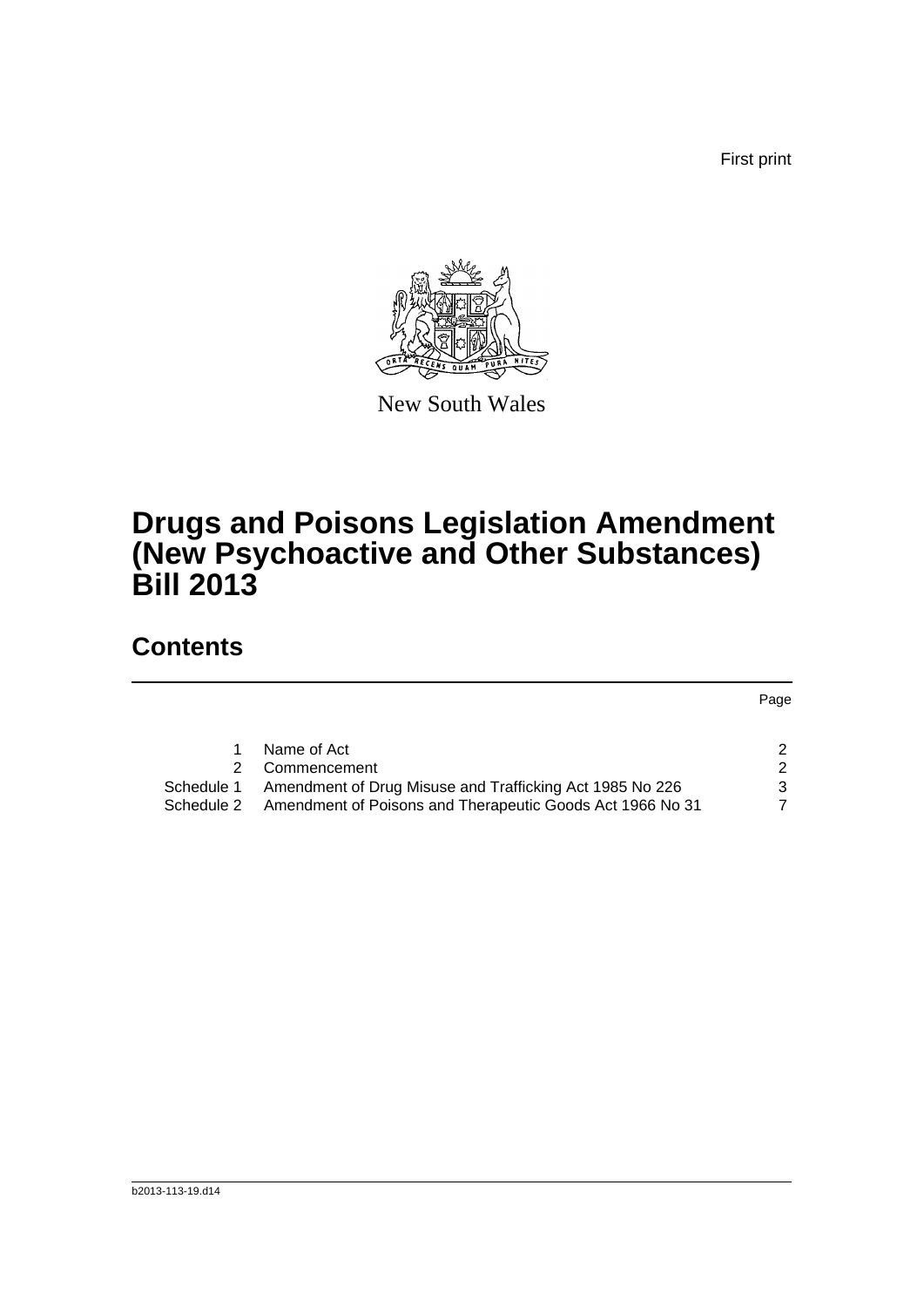First print

New South Wales

# Drugs and Poisons Legislation Amendment (New Psychoactive and Other Substances) Bill 2013

## Contents

| | | Page |
|---|---|---|
| 1 | Name of Act | 2 |
| 2 | Commencement | 2 |
| Schedule 1 | Amendment of Drug Misuse and Trafficking Act 1985 No 226 | 3 |
| Schedule 2 | Amendment of Poisons and Therapeutic Goods Act 1966 No 31 | 7 |

b2013-113-19.d14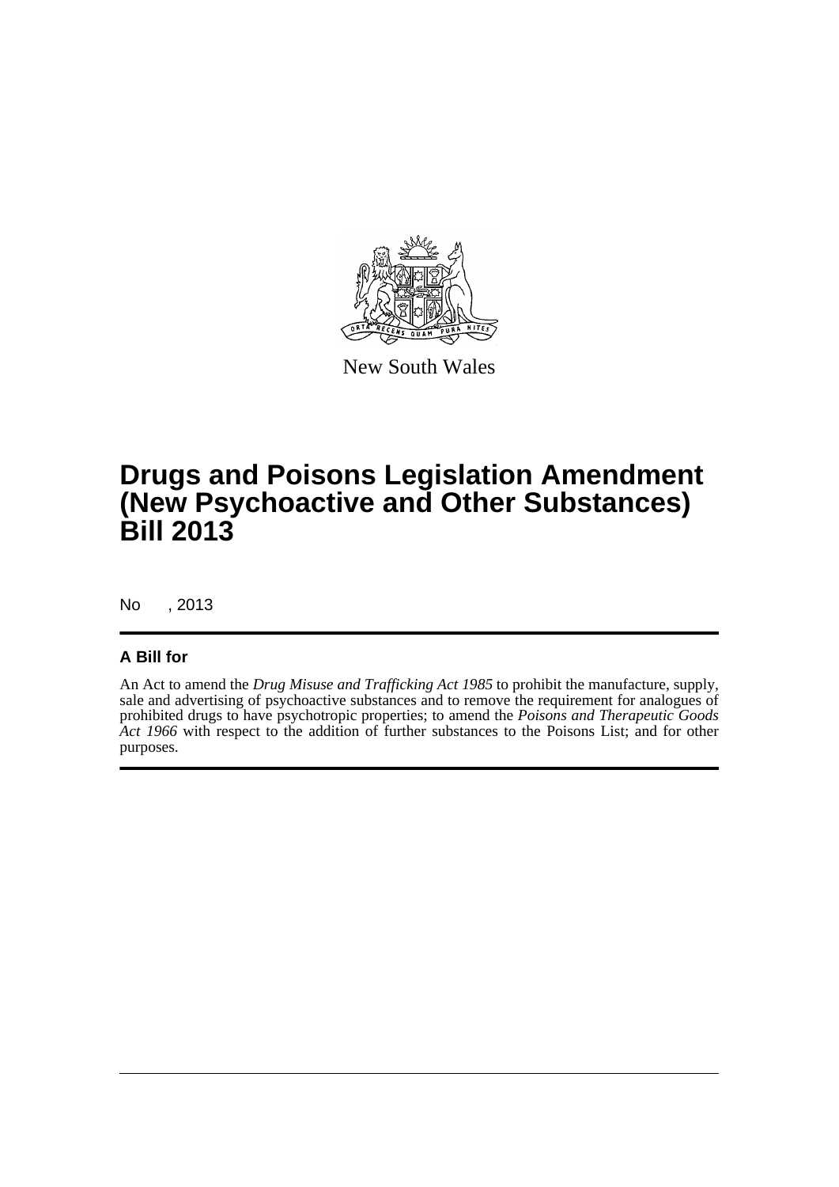New South Wales

# Drugs and Poisons Legislation Amendment (New Psychoactive and Other Substances) Bill 2013

No , 2013

## A Bill for

An Act to amend the *Drug Misuse and Trafficking Act 1985* to prohibit the manufacture, supply, sale and advertising of psychoactive substances and to remove the requirement for analogues of prohibited drugs to have psychotropic properties; to amend the *Poisons and Therapeutic Goods Act 1966* with respect to the addition of further substances to the Poisons List; and for other purposes.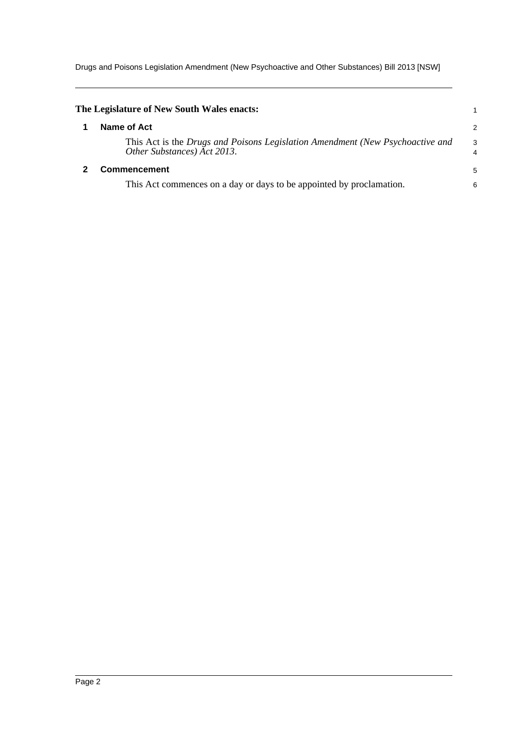**The Legislature of New South Wales enacts:**

## 1 Name of Act

This Act is the *Drugs and Poisons Legislation Amendment (New Psychoactive and Other Substances) Act 2013*.

## 2 Commencement

This Act commences on a day or days to be appointed by proclamation.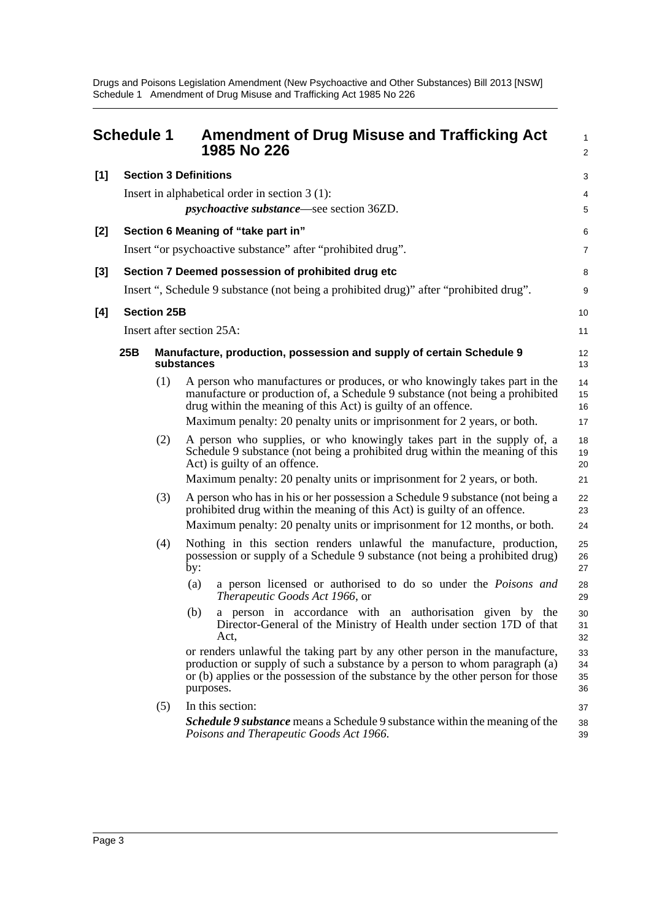# Schedule 1 Amendment of Drug Misuse and Trafficking Act 1985 No 226

## [1] Section 3 Definitions

Insert in alphabetical order in section 3 (1):

***psychoactive substance***—see section 36ZD.

## [2] Section 6 Meaning of "take part in"

Insert "or psychoactive substance" after "prohibited drug".

## [3] Section 7 Deemed possession of prohibited drug etc

Insert ", Schedule 9 substance (not being a prohibited drug)" after "prohibited drug".

## [4] Section 25B

Insert after section 25A:

### 25B Manufacture, production, possession and supply of certain Schedule 9 substances

(1) A person who manufactures or produces, or who knowingly takes part in the manufacture or production of, a Schedule 9 substance (not being a prohibited drug within the meaning of this Act) is guilty of an offence.

Maximum penalty: 20 penalty units or imprisonment for 2 years, or both.

(2) A person who supplies, or who knowingly takes part in the supply of, a Schedule 9 substance (not being a prohibited drug within the meaning of this Act) is guilty of an offence.

Maximum penalty: 20 penalty units or imprisonment for 2 years, or both.

(3) A person who has in his or her possession a Schedule 9 substance (not being a prohibited drug within the meaning of this Act) is guilty of an offence.

Maximum penalty: 20 penalty units or imprisonment for 12 months, or both.

(4) Nothing in this section renders unlawful the manufacture, production, possession or supply of a Schedule 9 substance (not being a prohibited drug) by:

(a) a person licensed or authorised to do so under the *Poisons and Therapeutic Goods Act 1966*, or

(b) a person in accordance with an authorisation given by the Director-General of the Ministry of Health under section 17D of that Act,

or renders unlawful the taking part by any other person in the manufacture, production or supply of such a substance by a person to whom paragraph (a) or (b) applies or the possession of the substance by the other person for those purposes.

(5) In this section:

***Schedule 9 substance*** means a Schedule 9 substance within the meaning of the *Poisons and Therapeutic Goods Act 1966*.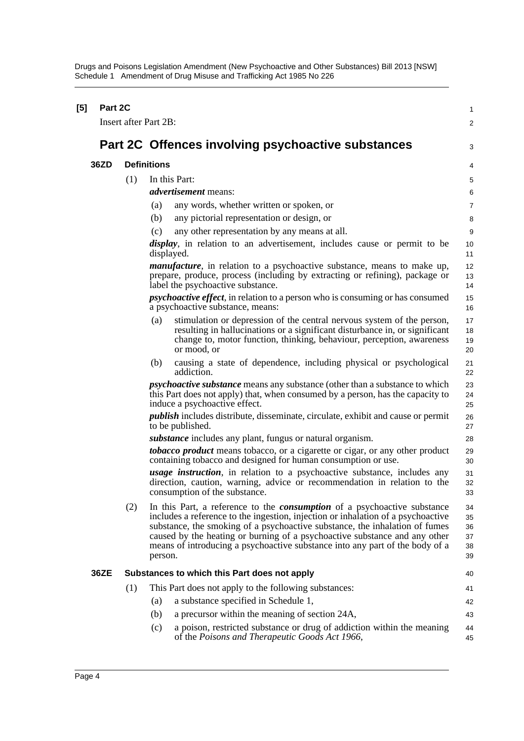**[5] Part 2C**

Insert after Part 2B:

# Part 2C Offences involving psychoactive substances

## 36ZD Definitions

(1) In this Part:

***advertisement*** means:

(a) any words, whether written or spoken, or

(b) any pictorial representation or design, or

(c) any other representation by any means at all.

***display***, in relation to an advertisement, includes cause or permit to be displayed.

***manufacture***, in relation to a psychoactive substance, means to make up, prepare, produce, process (including by extracting or refining), package or label the psychoactive substance.

***psychoactive effect***, in relation to a person who is consuming or has consumed a psychoactive substance, means:

(a) stimulation or depression of the central nervous system of the person, resulting in hallucinations or a significant disturbance in, or significant change to, motor function, thinking, behaviour, perception, awareness or mood, or

(b) causing a state of dependence, including physical or psychological addiction.

***psychoactive substance*** means any substance (other than a substance to which this Part does not apply) that, when consumed by a person, has the capacity to induce a psychoactive effect.

***publish*** includes distribute, disseminate, circulate, exhibit and cause or permit to be published.

***substance*** includes any plant, fungus or natural organism.

***tobacco product*** means tobacco, or a cigarette or cigar, or any other product containing tobacco and designed for human consumption or use.

***usage instruction***, in relation to a psychoactive substance, includes any direction, caution, warning, advice or recommendation in relation to the consumption of the substance.

(2) In this Part, a reference to the ***consumption*** of a psychoactive substance includes a reference to the ingestion, injection or inhalation of a psychoactive substance, the smoking of a psychoactive substance, the inhalation of fumes caused by the heating or burning of a psychoactive substance and any other means of introducing a psychoactive substance into any part of the body of a person.

## 36ZE Substances to which this Part does not apply

(1) This Part does not apply to the following substances:

(a) a substance specified in Schedule 1,

(b) a precursor within the meaning of section 24A,

(c) a poison, restricted substance or drug of addiction within the meaning of the *Poisons and Therapeutic Goods Act 1966*,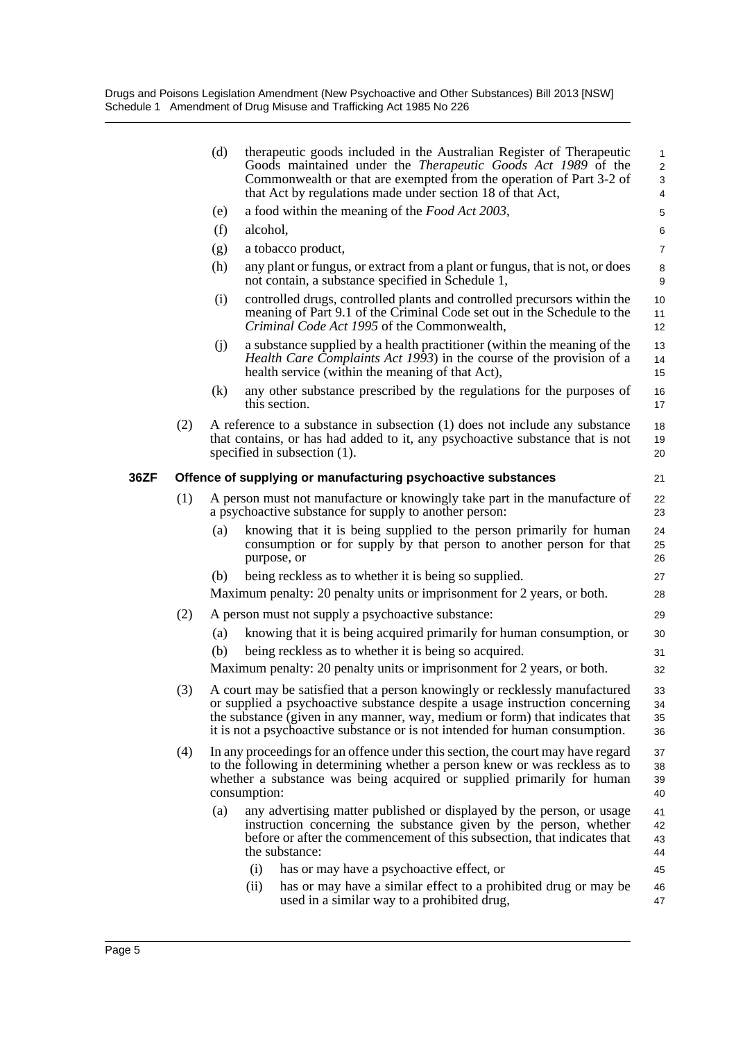(d) therapeutic goods included in the Australian Register of Therapeutic Goods maintained under the *Therapeutic Goods Act 1989* of the Commonwealth or that are exempted from the operation of Part 3-2 of that Act by regulations made under section 18 of that Act,

(e) a food within the meaning of the *Food Act 2003*,

(f) alcohol,

(g) a tobacco product,

(h) any plant or fungus, or extract from a plant or fungus, that is not, or does not contain, a substance specified in Schedule 1,

(i) controlled drugs, controlled plants and controlled precursors within the meaning of Part 9.1 of the Criminal Code set out in the Schedule to the *Criminal Code Act 1995* of the Commonwealth,

(j) a substance supplied by a health practitioner (within the meaning of the *Health Care Complaints Act 1993*) in the course of the provision of a health service (within the meaning of that Act),

(k) any other substance prescribed by the regulations for the purposes of this section.

(2) A reference to a substance in subsection (1) does not include any substance that contains, or has had added to it, any psychoactive substance that is not specified in subsection (1).

**36ZF Offence of supplying or manufacturing psychoactive substances**

(1) A person must not manufacture or knowingly take part in the manufacture of a psychoactive substance for supply to another person:

(a) knowing that it is being supplied to the person primarily for human consumption or for supply by that person to another person for that purpose, or

(b) being reckless as to whether it is being so supplied.

Maximum penalty: 20 penalty units or imprisonment for 2 years, or both.

(2) A person must not supply a psychoactive substance:

(a) knowing that it is being acquired primarily for human consumption, or

(b) being reckless as to whether it is being so acquired.

Maximum penalty: 20 penalty units or imprisonment for 2 years, or both.

(3) A court may be satisfied that a person knowingly or recklessly manufactured or supplied a psychoactive substance despite a usage instruction concerning the substance (given in any manner, way, medium or form) that indicates that it is not a psychoactive substance or is not intended for human consumption.

(4) In any proceedings for an offence under this section, the court may have regard to the following in determining whether a person knew or was reckless as to whether a substance was being acquired or supplied primarily for human consumption:

(a) any advertising matter published or displayed by the person, or usage instruction concerning the substance given by the person, whether before or after the commencement of this subsection, that indicates that the substance:

(i) has or may have a psychoactive effect, or

(ii) has or may have a similar effect to a prohibited drug or may be used in a similar way to a prohibited drug,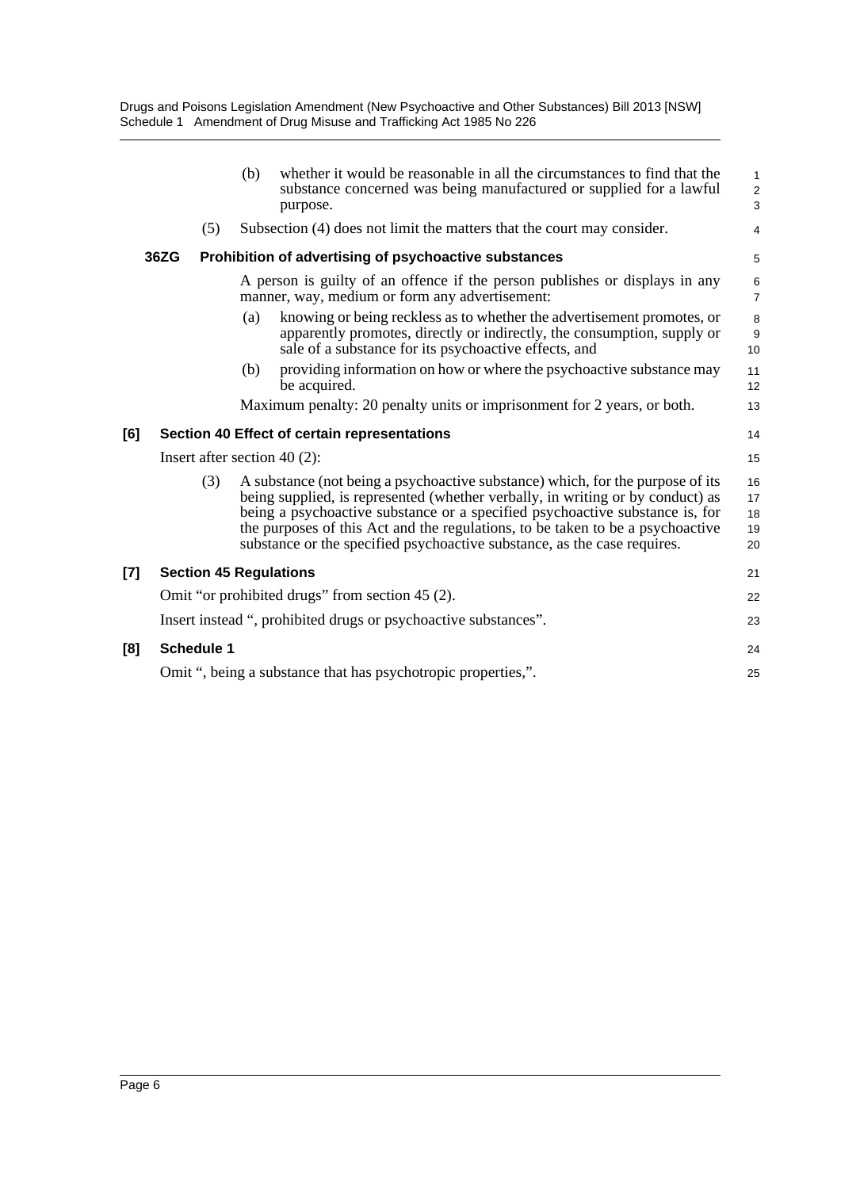(b) whether it would be reasonable in all the circumstances to find that the substance concerned was being manufactured or supplied for a lawful purpose.

(5) Subsection (4) does not limit the matters that the court may consider.

**36ZG Prohibition of advertising of psychoactive substances**

A person is guilty of an offence if the person publishes or displays in any manner, way, medium or form any advertisement:

(a) knowing or being reckless as to whether the advertisement promotes, or apparently promotes, directly or indirectly, the consumption, supply or sale of a substance for its psychoactive effects, and

(b) providing information on how or where the psychoactive substance may be acquired.

Maximum penalty: 20 penalty units or imprisonment for 2 years, or both.

**[6] Section 40 Effect of certain representations**

Insert after section 40 (2):

(3) A substance (not being a psychoactive substance) which, for the purpose of its being supplied, is represented (whether verbally, in writing or by conduct) as being a psychoactive substance or a specified psychoactive substance is, for the purposes of this Act and the regulations, to be taken to be a psychoactive substance or the specified psychoactive substance, as the case requires.

**[7] Section 45 Regulations**

Omit "or prohibited drugs" from section 45 (2).

Insert instead ", prohibited drugs or psychoactive substances".

**[8] Schedule 1**

Omit ", being a substance that has psychotropic properties,".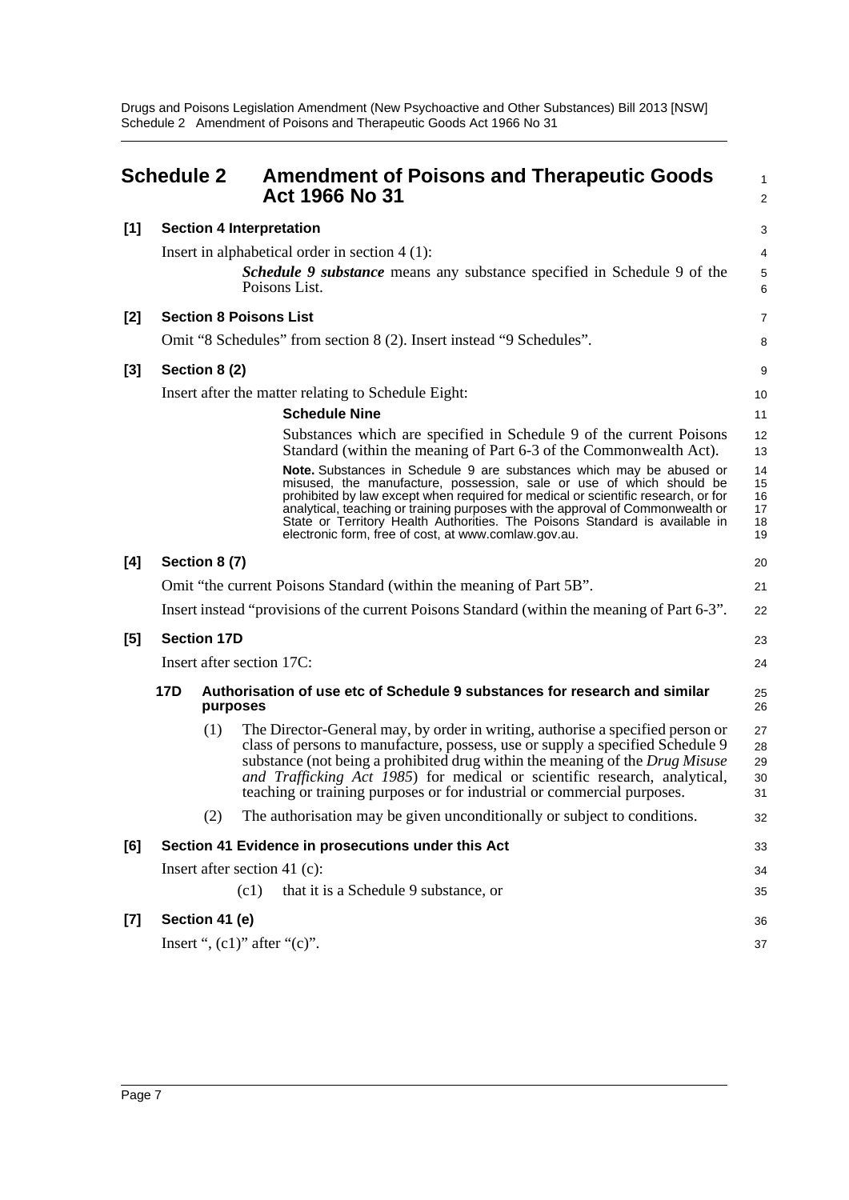# Schedule 2 Amendment of Poisons and Therapeutic Goods Act 1966 No 31

**[1] Section 4 Interpretation**

Insert in alphabetical order in section 4 (1):

> ***Schedule 9 substance*** means any substance specified in Schedule 9 of the Poisons List.

**[2] Section 8 Poisons List**

Omit "8 Schedules" from section 8 (2). Insert instead "9 Schedules".

**[3] Section 8 (2)**

Insert after the matter relating to Schedule Eight:

> **Schedule Nine**
>
> Substances which are specified in Schedule 9 of the current Poisons Standard (within the meaning of Part 6-3 of the Commonwealth Act).
>
> **Note.** Substances in Schedule 9 are substances which may be abused or misused, the manufacture, possession, sale or use of which should be prohibited by law except when required for medical or scientific research, or for analytical, teaching or training purposes with the approval of Commonwealth or State or Territory Health Authorities. The Poisons Standard is available in electronic form, free of cost, at www.comlaw.gov.au.

**[4] Section 8 (7)**

Omit "the current Poisons Standard (within the meaning of Part 5B".

Insert instead "provisions of the current Poisons Standard (within the meaning of Part 6-3".

**[5] Section 17D**

Insert after section 17C:

> **17D Authorisation of use etc of Schedule 9 substances for research and similar purposes**
>
> (1) The Director-General may, by order in writing, authorise a specified person or class of persons to manufacture, possess, use or supply a specified Schedule 9 substance (not being a prohibited drug within the meaning of the *Drug Misuse and Trafficking Act 1985*) for medical or scientific research, analytical, teaching or training purposes or for industrial or commercial purposes.
>
> (2) The authorisation may be given unconditionally or subject to conditions.

**[6] Section 41 Evidence in prosecutions under this Act**

Insert after section 41 (c):

> (c1) that it is a Schedule 9 substance, or

**[7] Section 41 (e)**

Insert ", (c1)" after "(c)".